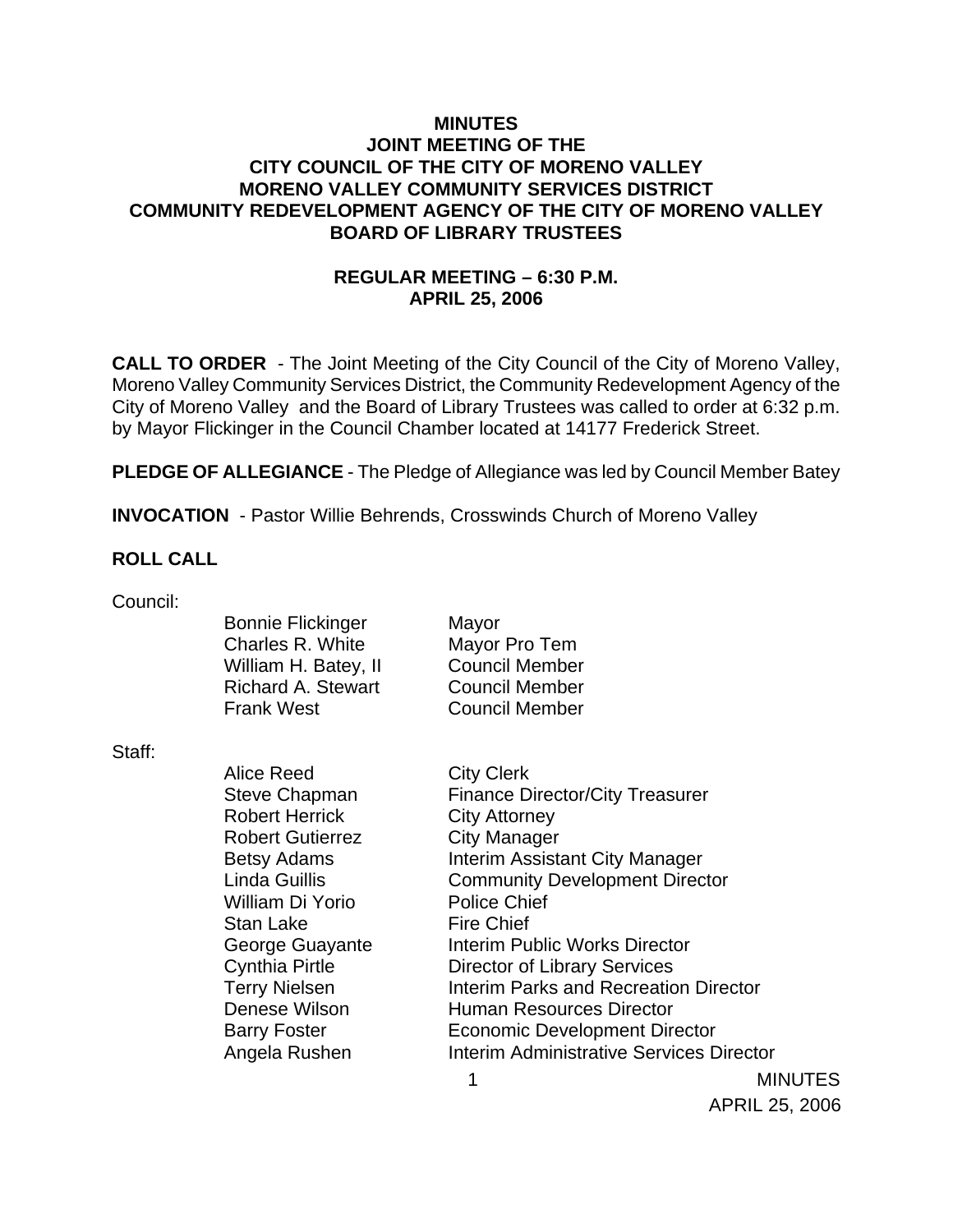# MINUTES
# JOINT MEETING OF THE CITY COUNCIL OF THE CITY OF MORENO VALLEY MORENO VALLEY COMMUNITY SERVICES DISTRICT COMMUNITY REDEVELOPMENT AGENCY OF THE CITY OF MORENO VALLEY BOARD OF LIBRARY TRUSTEES

## REGULAR MEETING – 6:30 P.M.
## APRIL 25, 2006

**CALL TO ORDER** - The Joint Meeting of the City Council of the City of Moreno Valley, Moreno Valley Community Services District, the Community Redevelopment Agency of the City of Moreno Valley and the Board of Library Trustees was called to order at 6:32 p.m. by Mayor Flickinger in the Council Chamber located at 14177 Frederick Street.

**PLEDGE OF ALLEGIANCE** - The Pledge of Allegiance was led by Council Member Batey

**INVOCATION** - Pastor Willie Behrends, Crosswinds Church of Moreno Valley

**ROLL CALL**

Council:

| | |
|---|---|
| Bonnie Flickinger | Mayor |
| Charles R. White | Mayor Pro Tem |
| William H. Batey, II | Council Member |
| Richard A. Stewart | Council Member |
| Frank West | Council Member |

Staff:

| | |
|---|---|
| Alice Reed | City Clerk |
| Steve Chapman | Finance Director/City Treasurer |
| Robert Herrick | City Attorney |
| Robert Gutierrez | City Manager |
| Betsy Adams | Interim Assistant City Manager |
| Linda Guillis | Community Development Director |
| William Di Yorio | Police Chief |
| Stan Lake | Fire Chief |
| George Guayante | Interim Public Works Director |
| Cynthia Pirtle | Director of Library Services |
| Terry Nielsen | Interim Parks and Recreation Director |
| Denese Wilson | Human Resources Director |
| Barry Foster | Economic Development Director |
| Angela Rushen | Interim Administrative Services Director |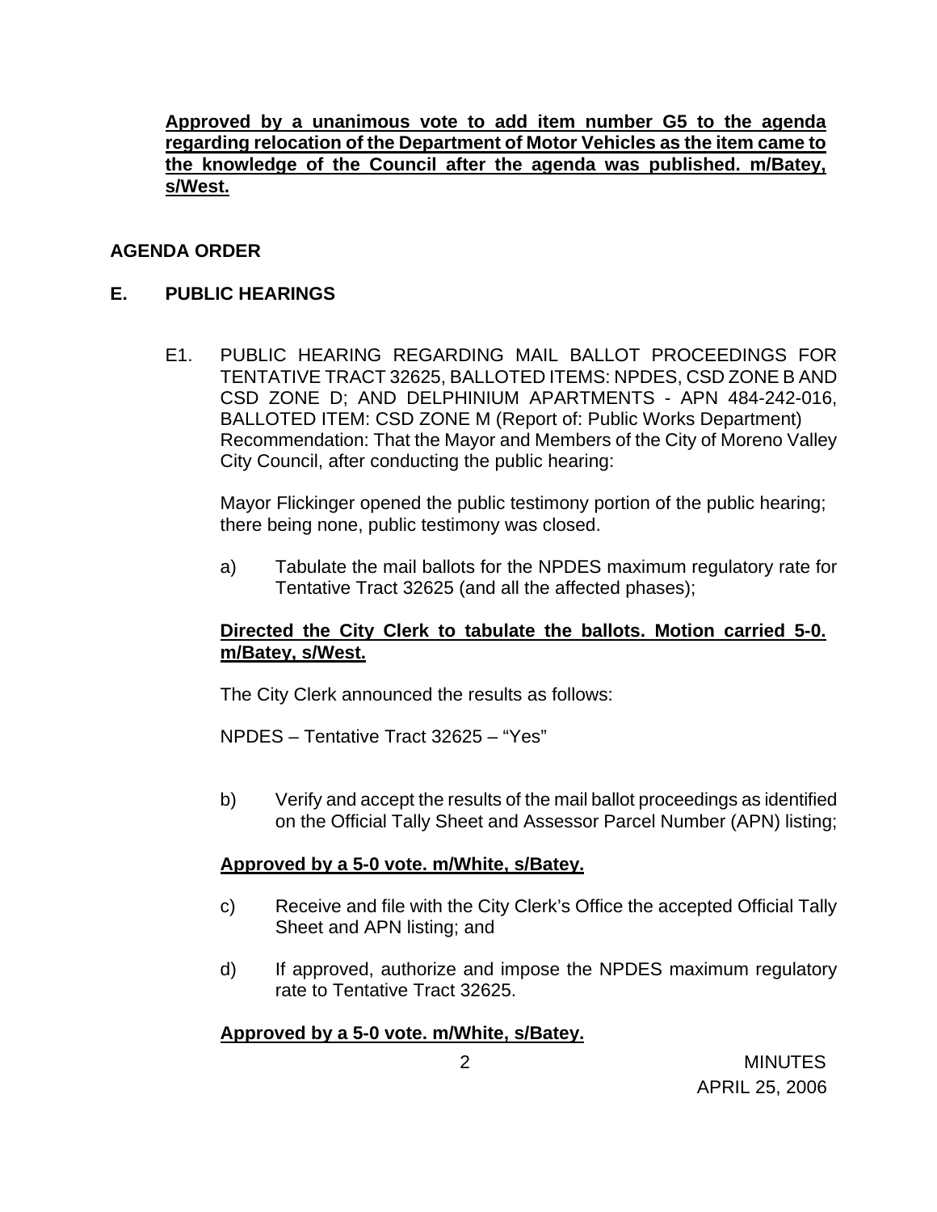**Approved by a unanimous vote to add item number G5 to the agenda regarding relocation of the Department of Motor Vehicles as the item came to the knowledge of the Council after the agenda was published. m/Batey, s/West.**

## AGENDA ORDER

## E. PUBLIC HEARINGS

E1. PUBLIC HEARING REGARDING MAIL BALLOT PROCEEDINGS FOR TENTATIVE TRACT 32625, BALLOTED ITEMS: NPDES, CSD ZONE B AND CSD ZONE D; AND DELPHINIUM APARTMENTS - APN 484-242-016, BALLOTED ITEM: CSD ZONE M (Report of: Public Works Department) Recommendation: That the Mayor and Members of the City of Moreno Valley City Council, after conducting the public hearing:

Mayor Flickinger opened the public testimony portion of the public hearing; there being none, public testimony was closed.

a) Tabulate the mail ballots for the NPDES maximum regulatory rate for Tentative Tract 32625 (and all the affected phases);

**Directed the City Clerk to tabulate the ballots. Motion carried 5-0. m/Batey, s/West.**

The City Clerk announced the results as follows:

NPDES – Tentative Tract 32625 – "Yes"

b) Verify and accept the results of the mail ballot proceedings as identified on the Official Tally Sheet and Assessor Parcel Number (APN) listing;

**Approved by a 5-0 vote. m/White, s/Batey.**

c) Receive and file with the City Clerk's Office the accepted Official Tally Sheet and APN listing; and

d) If approved, authorize and impose the NPDES maximum regulatory rate to Tentative Tract 32625.

**Approved by a 5-0 vote. m/White, s/Batey.**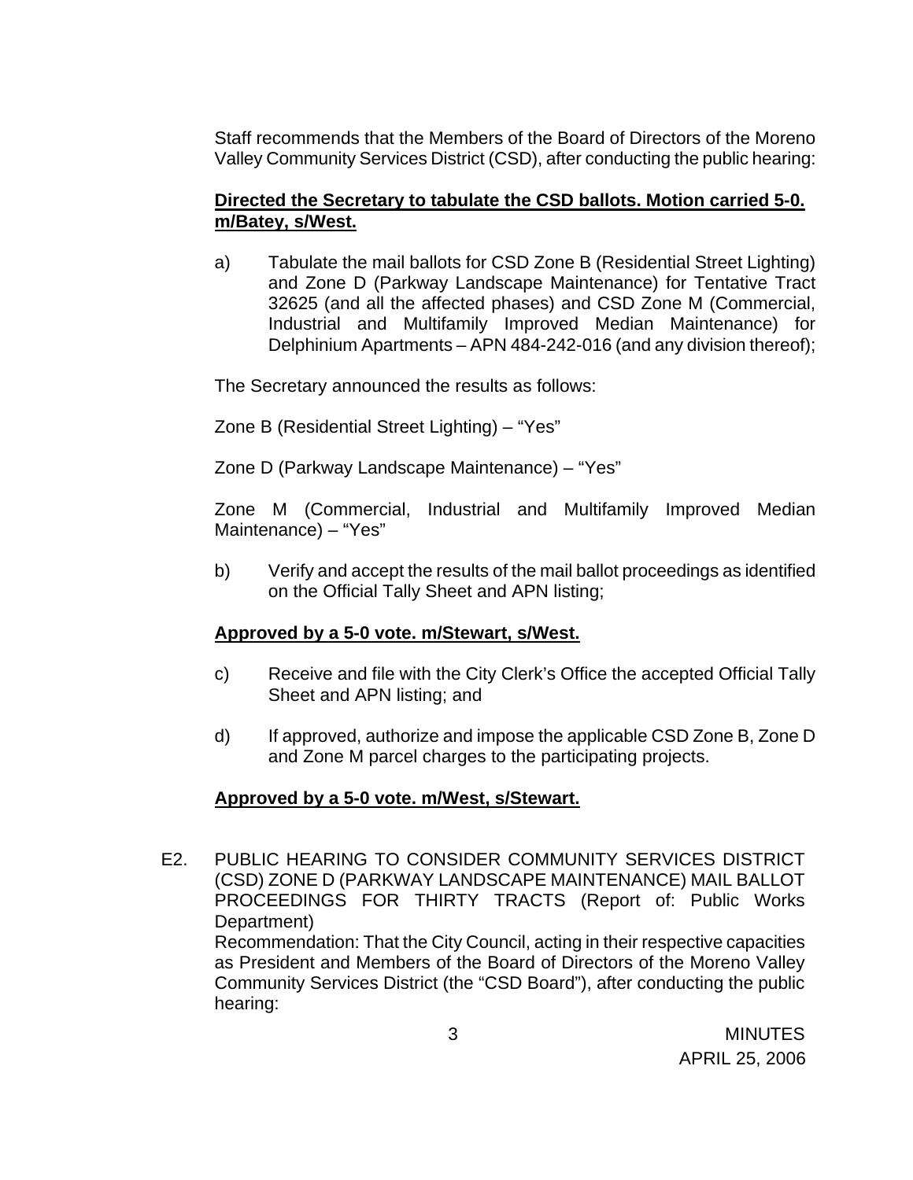Staff recommends that the Members of the Board of Directors of the Moreno Valley Community Services District (CSD), after conducting the public hearing:

**Directed the Secretary to tabulate the CSD ballots. Motion carried 5-0. m/Batey, s/West.**

a) Tabulate the mail ballots for CSD Zone B (Residential Street Lighting) and Zone D (Parkway Landscape Maintenance) for Tentative Tract 32625 (and all the affected phases) and CSD Zone M (Commercial, Industrial and Multifamily Improved Median Maintenance) for Delphinium Apartments – APN 484-242-016 (and any division thereof);

The Secretary announced the results as follows:

Zone B (Residential Street Lighting) – "Yes"

Zone D (Parkway Landscape Maintenance) – "Yes"

Zone M (Commercial, Industrial and Multifamily Improved Median Maintenance) – "Yes"

b) Verify and accept the results of the mail ballot proceedings as identified on the Official Tally Sheet and APN listing;

**Approved by a 5-0 vote. m/Stewart, s/West.**

c) Receive and file with the City Clerk's Office the accepted Official Tally Sheet and APN listing; and

d) If approved, authorize and impose the applicable CSD Zone B, Zone D and Zone M parcel charges to the participating projects.

**Approved by a 5-0 vote. m/West, s/Stewart.**

E2. PUBLIC HEARING TO CONSIDER COMMUNITY SERVICES DISTRICT (CSD) ZONE D (PARKWAY LANDSCAPE MAINTENANCE) MAIL BALLOT PROCEEDINGS FOR THIRTY TRACTS (Report of: Public Works Department)
Recommendation: That the City Council, acting in their respective capacities as President and Members of the Board of Directors of the Moreno Valley Community Services District (the "CSD Board"), after conducting the public hearing: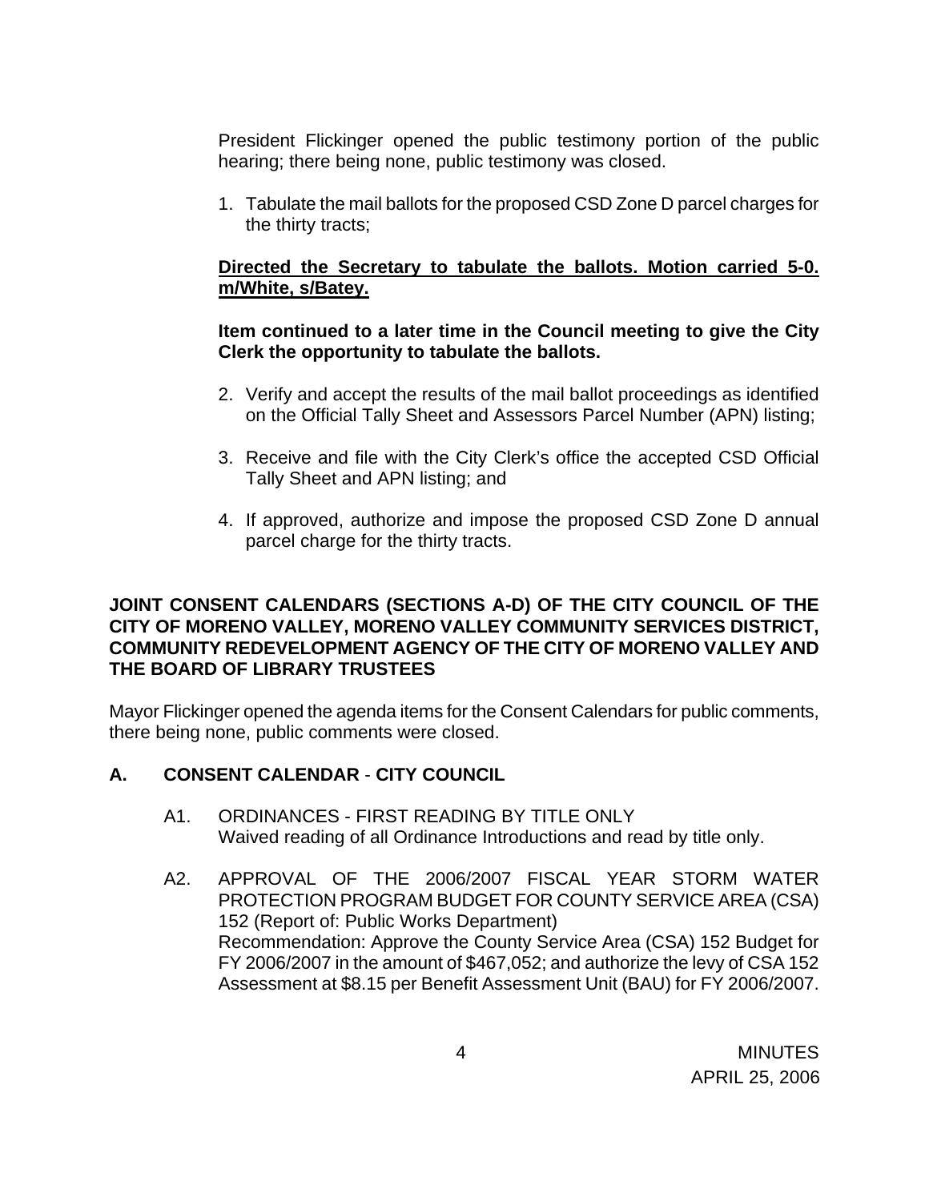President Flickinger opened the public testimony portion of the public hearing; there being none, public testimony was closed.

1. Tabulate the mail ballots for the proposed CSD Zone D parcel charges for the thirty tracts;

**Directed the Secretary to tabulate the ballots. Motion carried 5-0. m/White, s/Batey.**

**Item continued to a later time in the Council meeting to give the City Clerk the opportunity to tabulate the ballots.**

2. Verify and accept the results of the mail ballot proceedings as identified on the Official Tally Sheet and Assessors Parcel Number (APN) listing;

3. Receive and file with the City Clerk's office the accepted CSD Official Tally Sheet and APN listing; and

4. If approved, authorize and impose the proposed CSD Zone D annual parcel charge for the thirty tracts.

**JOINT CONSENT CALENDARS (SECTIONS A-D) OF THE CITY COUNCIL OF THE CITY OF MORENO VALLEY, MORENO VALLEY COMMUNITY SERVICES DISTRICT, COMMUNITY REDEVELOPMENT AGENCY OF THE CITY OF MORENO VALLEY AND THE BOARD OF LIBRARY TRUSTEES**

Mayor Flickinger opened the agenda items for the Consent Calendars for public comments, there being none, public comments were closed.

## A. CONSENT CALENDAR - CITY COUNCIL

A1. ORDINANCES - FIRST READING BY TITLE ONLY
Waived reading of all Ordinance Introductions and read by title only.

A2. APPROVAL OF THE 2006/2007 FISCAL YEAR STORM WATER PROTECTION PROGRAM BUDGET FOR COUNTY SERVICE AREA (CSA) 152 (Report of: Public Works Department)
Recommendation: Approve the County Service Area (CSA) 152 Budget for FY 2006/2007 in the amount of $467,052; and authorize the levy of CSA 152 Assessment at $8.15 per Benefit Assessment Unit (BAU) for FY 2006/2007.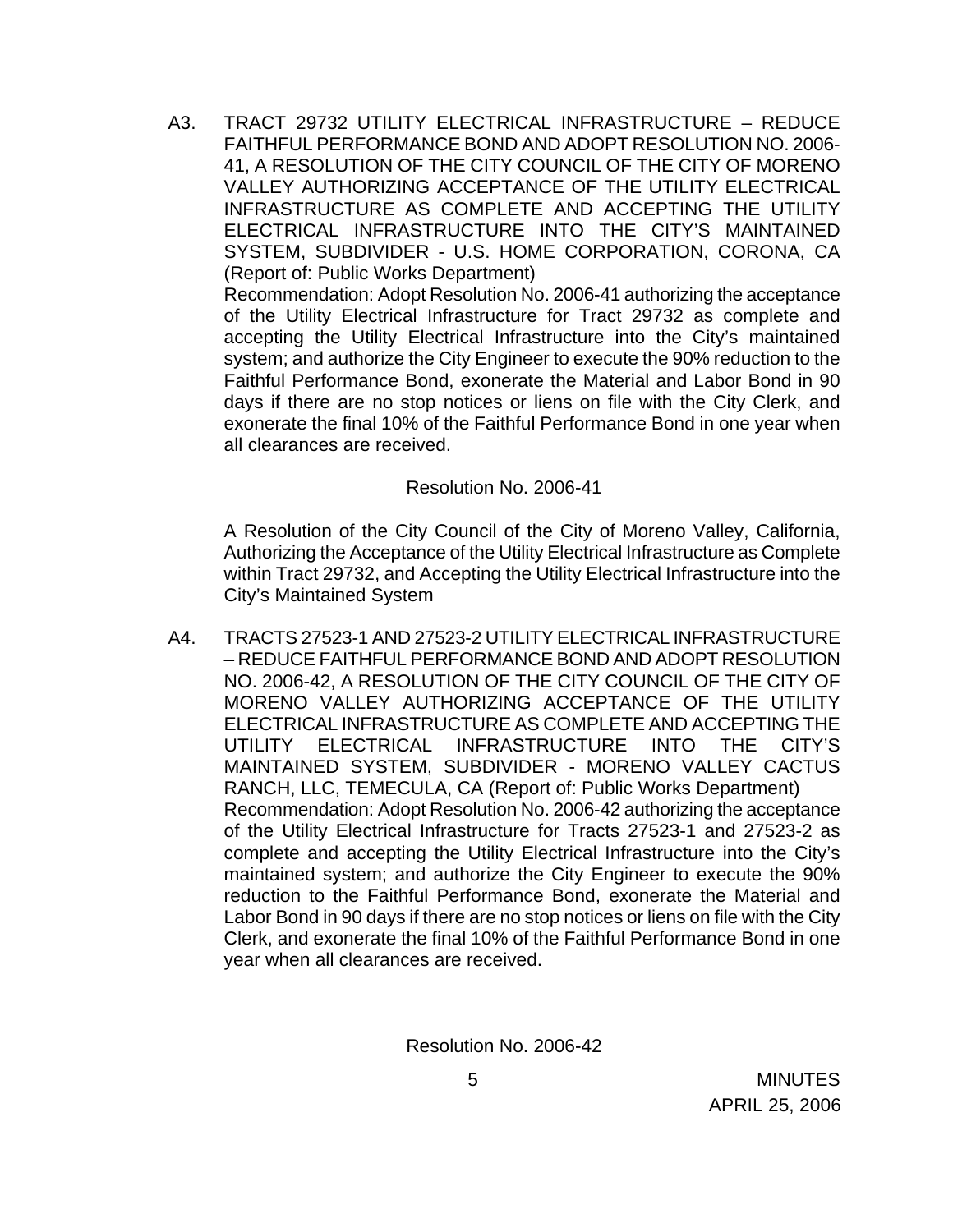A3. TRACT 29732 UTILITY ELECTRICAL INFRASTRUCTURE – REDUCE FAITHFUL PERFORMANCE BOND AND ADOPT RESOLUTION NO. 2006-41, A RESOLUTION OF THE CITY COUNCIL OF THE CITY OF MORENO VALLEY AUTHORIZING ACCEPTANCE OF THE UTILITY ELECTRICAL INFRASTRUCTURE AS COMPLETE AND ACCEPTING THE UTILITY ELECTRICAL INFRASTRUCTURE INTO THE CITY'S MAINTAINED SYSTEM, SUBDIVIDER - U.S. HOME CORPORATION, CORONA, CA (Report of: Public Works Department)

Recommendation: Adopt Resolution No. 2006-41 authorizing the acceptance of the Utility Electrical Infrastructure for Tract 29732 as complete and accepting the Utility Electrical Infrastructure into the City's maintained system; and authorize the City Engineer to execute the 90% reduction to the Faithful Performance Bond, exonerate the Material and Labor Bond in 90 days if there are no stop notices or liens on file with the City Clerk, and exonerate the final 10% of the Faithful Performance Bond in one year when all clearances are received.

Resolution No. 2006-41

A Resolution of the City Council of the City of Moreno Valley, California, Authorizing the Acceptance of the Utility Electrical Infrastructure as Complete within Tract 29732, and Accepting the Utility Electrical Infrastructure into the City's Maintained System

A4. TRACTS 27523-1 AND 27523-2 UTILITY ELECTRICAL INFRASTRUCTURE – REDUCE FAITHFUL PERFORMANCE BOND AND ADOPT RESOLUTION NO. 2006-42, A RESOLUTION OF THE CITY COUNCIL OF THE CITY OF MORENO VALLEY AUTHORIZING ACCEPTANCE OF THE UTILITY ELECTRICAL INFRASTRUCTURE AS COMPLETE AND ACCEPTING THE UTILITY ELECTRICAL INFRASTRUCTURE INTO THE CITY'S MAINTAINED SYSTEM, SUBDIVIDER - MORENO VALLEY CACTUS RANCH, LLC, TEMECULA, CA (Report of: Public Works Department)

Recommendation: Adopt Resolution No. 2006-42 authorizing the acceptance of the Utility Electrical Infrastructure for Tracts 27523-1 and 27523-2 as complete and accepting the Utility Electrical Infrastructure into the City's maintained system; and authorize the City Engineer to execute the 90% reduction to the Faithful Performance Bond, exonerate the Material and Labor Bond in 90 days if there are no stop notices or liens on file with the City Clerk, and exonerate the final 10% of the Faithful Performance Bond in one year when all clearances are received.

Resolution No. 2006-42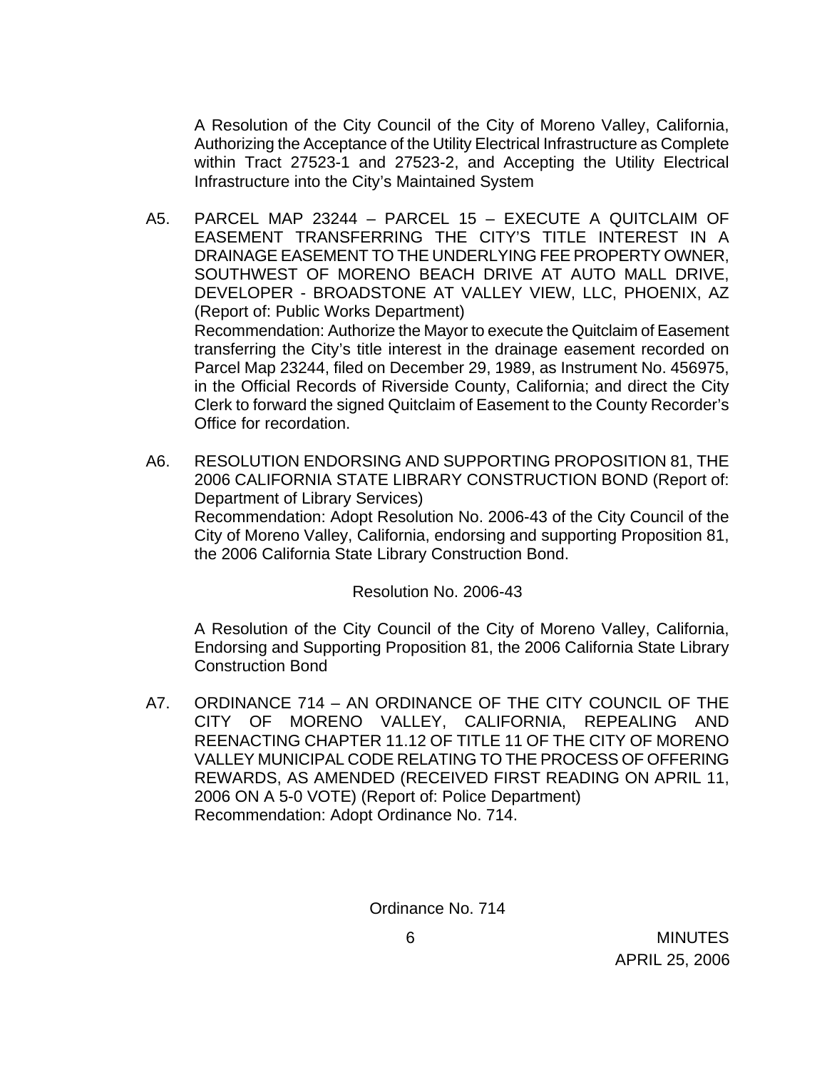A Resolution of the City Council of the City of Moreno Valley, California, Authorizing the Acceptance of the Utility Electrical Infrastructure as Complete within Tract 27523-1 and 27523-2, and Accepting the Utility Electrical Infrastructure into the City's Maintained System

A5. PARCEL MAP 23244 – PARCEL 15 – EXECUTE A QUITCLAIM OF EASEMENT TRANSFERRING THE CITY'S TITLE INTEREST IN A DRAINAGE EASEMENT TO THE UNDERLYING FEE PROPERTY OWNER, SOUTHWEST OF MORENO BEACH DRIVE AT AUTO MALL DRIVE, DEVELOPER - BROADSTONE AT VALLEY VIEW, LLC, PHOENIX, AZ (Report of: Public Works Department)
Recommendation: Authorize the Mayor to execute the Quitclaim of Easement transferring the City's title interest in the drainage easement recorded on Parcel Map 23244, filed on December 29, 1989, as Instrument No. 456975, in the Official Records of Riverside County, California; and direct the City Clerk to forward the signed Quitclaim of Easement to the County Recorder's Office for recordation.

A6. RESOLUTION ENDORSING AND SUPPORTING PROPOSITION 81, THE 2006 CALIFORNIA STATE LIBRARY CONSTRUCTION BOND (Report of: Department of Library Services)
Recommendation: Adopt Resolution No. 2006-43 of the City Council of the City of Moreno Valley, California, endorsing and supporting Proposition 81, the 2006 California State Library Construction Bond.

Resolution No. 2006-43

A Resolution of the City Council of the City of Moreno Valley, California, Endorsing and Supporting Proposition 81, the 2006 California State Library Construction Bond

A7. ORDINANCE 714 – AN ORDINANCE OF THE CITY COUNCIL OF THE CITY OF MORENO VALLEY, CALIFORNIA, REPEALING AND REENACTING CHAPTER 11.12 OF TITLE 11 OF THE CITY OF MORENO VALLEY MUNICIPAL CODE RELATING TO THE PROCESS OF OFFERING REWARDS, AS AMENDED (RECEIVED FIRST READING ON APRIL 11, 2006 ON A 5-0 VOTE) (Report of: Police Department)
Recommendation: Adopt Ordinance No. 714.

Ordinance No. 714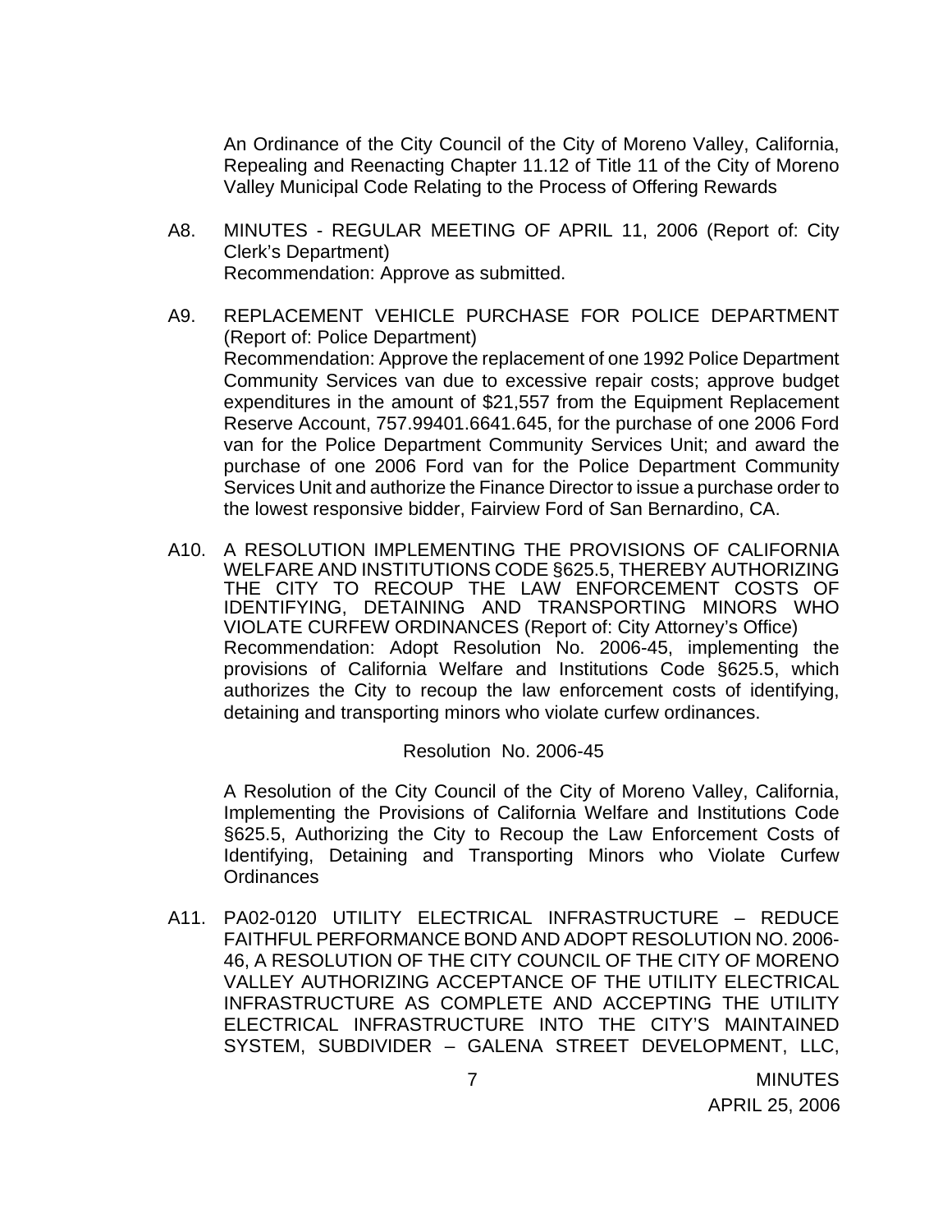An Ordinance of the City Council of the City of Moreno Valley, California, Repealing and Reenacting Chapter 11.12 of Title 11 of the City of Moreno Valley Municipal Code Relating to the Process of Offering Rewards

A8. MINUTES - REGULAR MEETING OF APRIL 11, 2006 (Report of: City Clerk's Department)
Recommendation: Approve as submitted.

A9. REPLACEMENT VEHICLE PURCHASE FOR POLICE DEPARTMENT (Report of: Police Department)
Recommendation: Approve the replacement of one 1992 Police Department Community Services van due to excessive repair costs; approve budget expenditures in the amount of $21,557 from the Equipment Replacement Reserve Account, 757.99401.6641.645, for the purchase of one 2006 Ford van for the Police Department Community Services Unit; and award the purchase of one 2006 Ford van for the Police Department Community Services Unit and authorize the Finance Director to issue a purchase order to the lowest responsive bidder, Fairview Ford of San Bernardino, CA.

A10. A RESOLUTION IMPLEMENTING THE PROVISIONS OF CALIFORNIA WELFARE AND INSTITUTIONS CODE §625.5, THEREBY AUTHORIZING THE CITY TO RECOUP THE LAW ENFORCEMENT COSTS OF IDENTIFYING, DETAINING AND TRANSPORTING MINORS WHO VIOLATE CURFEW ORDINANCES (Report of: City Attorney's Office)
Recommendation: Adopt Resolution No. 2006-45, implementing the provisions of California Welfare and Institutions Code §625.5, which authorizes the City to recoup the law enforcement costs of identifying, detaining and transporting minors who violate curfew ordinances.

Resolution No. 2006-45

A Resolution of the City Council of the City of Moreno Valley, California, Implementing the Provisions of California Welfare and Institutions Code §625.5, Authorizing the City to Recoup the Law Enforcement Costs of Identifying, Detaining and Transporting Minors who Violate Curfew Ordinances

A11. PA02-0120 UTILITY ELECTRICAL INFRASTRUCTURE – REDUCE FAITHFUL PERFORMANCE BOND AND ADOPT RESOLUTION NO. 2006-46, A RESOLUTION OF THE CITY COUNCIL OF THE CITY OF MORENO VALLEY AUTHORIZING ACCEPTANCE OF THE UTILITY ELECTRICAL INFRASTRUCTURE AS COMPLETE AND ACCEPTING THE UTILITY ELECTRICAL INFRASTRUCTURE INTO THE CITY'S MAINTAINED SYSTEM, SUBDIVIDER – GALENA STREET DEVELOPMENT, LLC,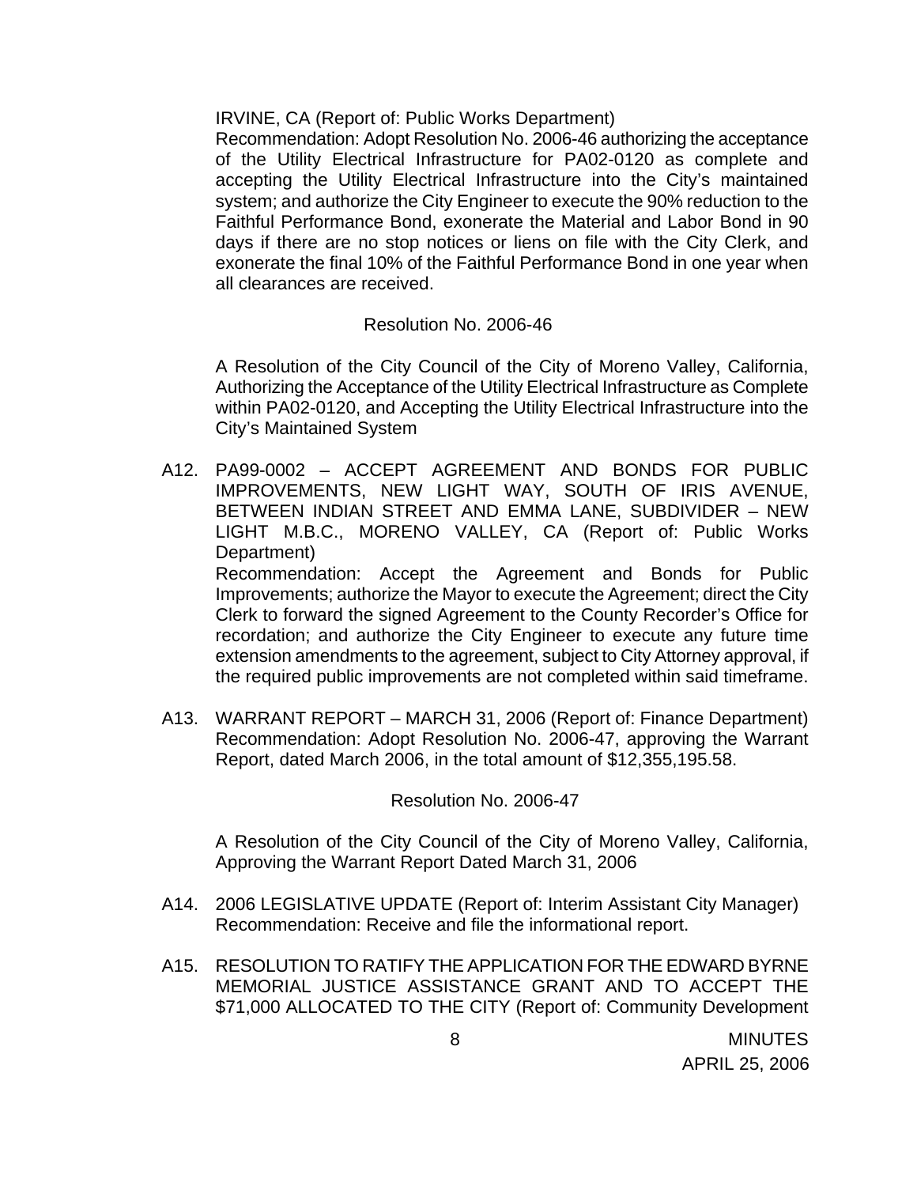IRVINE, CA (Report of: Public Works Department)
Recommendation: Adopt Resolution No. 2006-46 authorizing the acceptance of the Utility Electrical Infrastructure for PA02-0120 as complete and accepting the Utility Electrical Infrastructure into the City's maintained system; and authorize the City Engineer to execute the 90% reduction to the Faithful Performance Bond, exonerate the Material and Labor Bond in 90 days if there are no stop notices or liens on file with the City Clerk, and exonerate the final 10% of the Faithful Performance Bond in one year when all clearances are received.

Resolution No. 2006-46

A Resolution of the City Council of the City of Moreno Valley, California, Authorizing the Acceptance of the Utility Electrical Infrastructure as Complete within PA02-0120, and Accepting the Utility Electrical Infrastructure into the City's Maintained System

A12. PA99-0002 – ACCEPT AGREEMENT AND BONDS FOR PUBLIC IMPROVEMENTS, NEW LIGHT WAY, SOUTH OF IRIS AVENUE, BETWEEN INDIAN STREET AND EMMA LANE, SUBDIVIDER – NEW LIGHT M.B.C., MORENO VALLEY, CA (Report of: Public Works Department)
Recommendation: Accept the Agreement and Bonds for Public Improvements; authorize the Mayor to execute the Agreement; direct the City Clerk to forward the signed Agreement to the County Recorder's Office for recordation; and authorize the City Engineer to execute any future time extension amendments to the agreement, subject to City Attorney approval, if the required public improvements are not completed within said timeframe.

A13. WARRANT REPORT – MARCH 31, 2006 (Report of: Finance Department)
Recommendation: Adopt Resolution No. 2006-47, approving the Warrant Report, dated March 2006, in the total amount of $12,355,195.58.

Resolution No. 2006-47

A Resolution of the City Council of the City of Moreno Valley, California, Approving the Warrant Report Dated March 31, 2006

A14. 2006 LEGISLATIVE UPDATE (Report of: Interim Assistant City Manager)
Recommendation: Receive and file the informational report.

A15. RESOLUTION TO RATIFY THE APPLICATION FOR THE EDWARD BYRNE MEMORIAL JUSTICE ASSISTANCE GRANT AND TO ACCEPT THE $71,000 ALLOCATED TO THE CITY (Report of: Community Development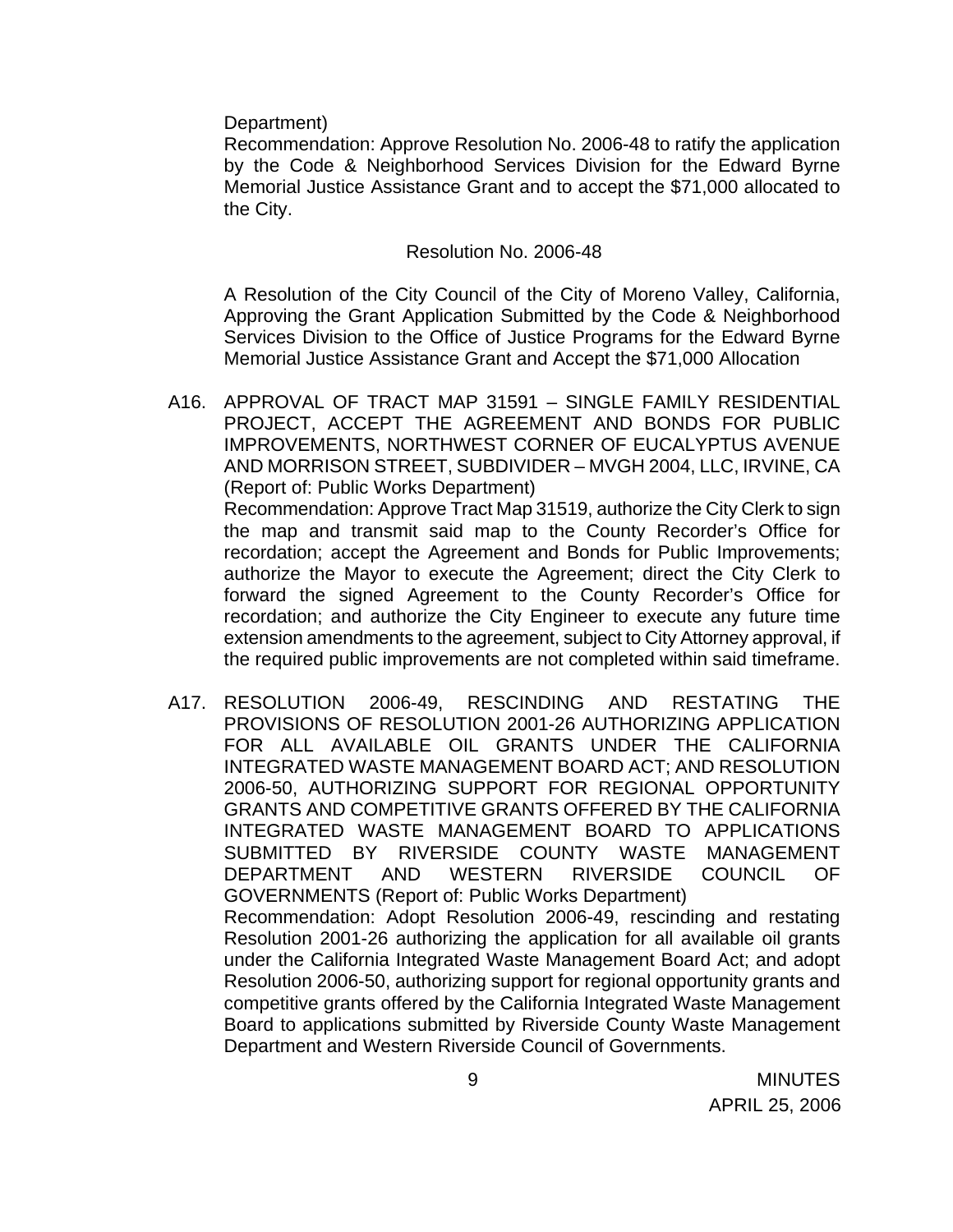Department)

Recommendation: Approve Resolution No. 2006-48 to ratify the application by the Code & Neighborhood Services Division for the Edward Byrne Memorial Justice Assistance Grant and to accept the $71,000 allocated to the City.

Resolution No. 2006-48

A Resolution of the City Council of the City of Moreno Valley, California, Approving the Grant Application Submitted by the Code & Neighborhood Services Division to the Office of Justice Programs for the Edward Byrne Memorial Justice Assistance Grant and Accept the $71,000 Allocation

A16. APPROVAL OF TRACT MAP 31591 – SINGLE FAMILY RESIDENTIAL PROJECT, ACCEPT THE AGREEMENT AND BONDS FOR PUBLIC IMPROVEMENTS, NORTHWEST CORNER OF EUCALYPTUS AVENUE AND MORRISON STREET, SUBDIVIDER – MVGH 2004, LLC, IRVINE, CA (Report of: Public Works Department)

Recommendation: Approve Tract Map 31519, authorize the City Clerk to sign the map and transmit said map to the County Recorder's Office for recordation; accept the Agreement and Bonds for Public Improvements; authorize the Mayor to execute the Agreement; direct the City Clerk to forward the signed Agreement to the County Recorder's Office for recordation; and authorize the City Engineer to execute any future time extension amendments to the agreement, subject to City Attorney approval, if the required public improvements are not completed within said timeframe.

A17. RESOLUTION 2006-49, RESCINDING AND RESTATING THE PROVISIONS OF RESOLUTION 2001-26 AUTHORIZING APPLICATION FOR ALL AVAILABLE OIL GRANTS UNDER THE CALIFORNIA INTEGRATED WASTE MANAGEMENT BOARD ACT; AND RESOLUTION 2006-50, AUTHORIZING SUPPORT FOR REGIONAL OPPORTUNITY GRANTS AND COMPETITIVE GRANTS OFFERED BY THE CALIFORNIA INTEGRATED WASTE MANAGEMENT BOARD TO APPLICATIONS SUBMITTED BY RIVERSIDE COUNTY WASTE MANAGEMENT DEPARTMENT AND WESTERN RIVERSIDE COUNCIL OF GOVERNMENTS (Report of: Public Works Department)

Recommendation: Adopt Resolution 2006-49, rescinding and restating Resolution 2001-26 authorizing the application for all available oil grants under the California Integrated Waste Management Board Act; and adopt Resolution 2006-50, authorizing support for regional opportunity grants and competitive grants offered by the California Integrated Waste Management Board to applications submitted by Riverside County Waste Management Department and Western Riverside Council of Governments.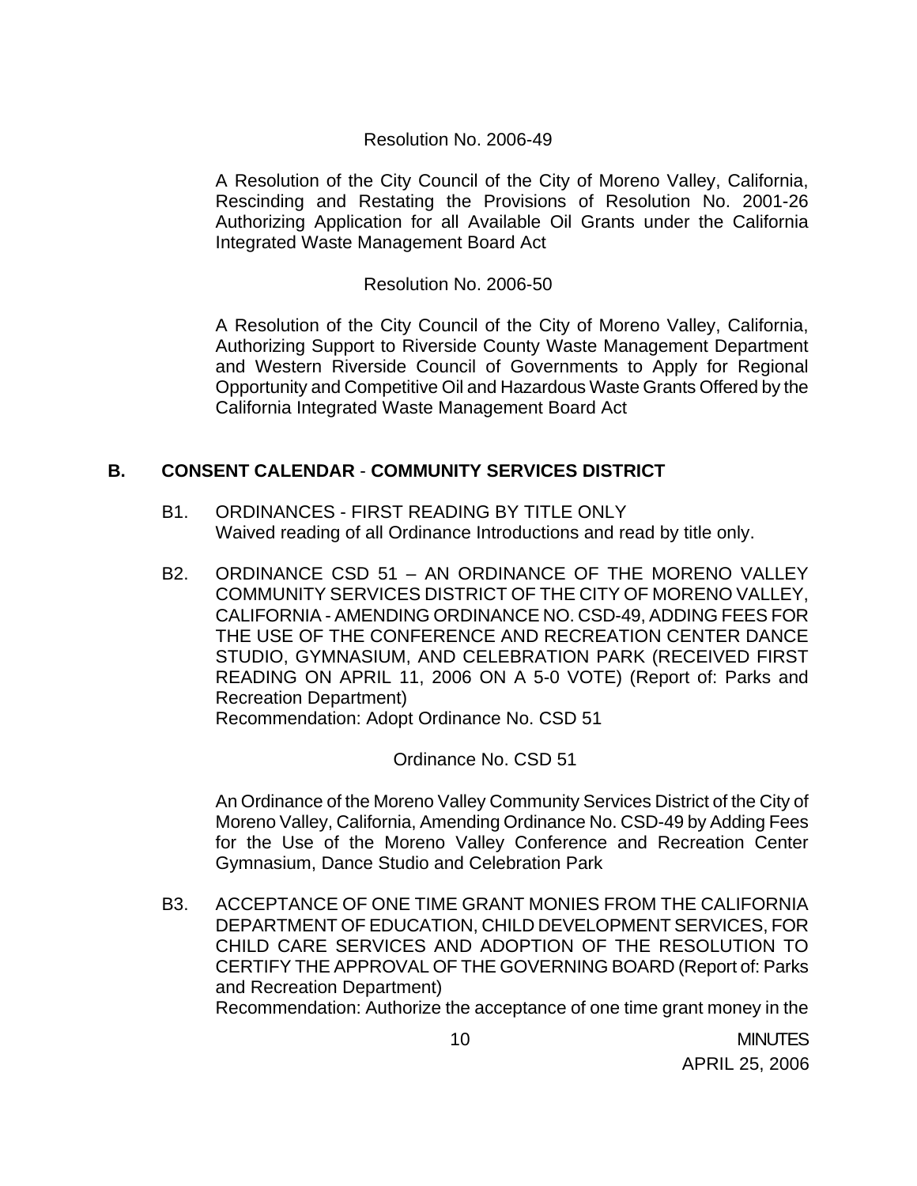Resolution No. 2006-49

A Resolution of the City Council of the City of Moreno Valley, California, Rescinding and Restating the Provisions of Resolution No. 2001-26 Authorizing Application for all Available Oil Grants under the California Integrated Waste Management Board Act

Resolution No. 2006-50

A Resolution of the City Council of the City of Moreno Valley, California, Authorizing Support to Riverside County Waste Management Department and Western Riverside Council of Governments to Apply for Regional Opportunity and Competitive Oil and Hazardous Waste Grants Offered by the California Integrated Waste Management Board Act

## B. CONSENT CALENDAR - COMMUNITY SERVICES DISTRICT

B1. ORDINANCES - FIRST READING BY TITLE ONLY
Waived reading of all Ordinance Introductions and read by title only.

B2. ORDINANCE CSD 51 – AN ORDINANCE OF THE MORENO VALLEY COMMUNITY SERVICES DISTRICT OF THE CITY OF MORENO VALLEY, CALIFORNIA - AMENDING ORDINANCE NO. CSD-49, ADDING FEES FOR THE USE OF THE CONFERENCE AND RECREATION CENTER DANCE STUDIO, GYMNASIUM, AND CELEBRATION PARK (RECEIVED FIRST READING ON APRIL 11, 2006 ON A 5-0 VOTE) (Report of: Parks and Recreation Department)
Recommendation: Adopt Ordinance No. CSD 51

Ordinance No. CSD 51

An Ordinance of the Moreno Valley Community Services District of the City of Moreno Valley, California, Amending Ordinance No. CSD-49 by Adding Fees for the Use of the Moreno Valley Conference and Recreation Center Gymnasium, Dance Studio and Celebration Park

B3. ACCEPTANCE OF ONE TIME GRANT MONIES FROM THE CALIFORNIA DEPARTMENT OF EDUCATION, CHILD DEVELOPMENT SERVICES, FOR CHILD CARE SERVICES AND ADOPTION OF THE RESOLUTION TO CERTIFY THE APPROVAL OF THE GOVERNING BOARD (Report of: Parks and Recreation Department)
Recommendation: Authorize the acceptance of one time grant money in the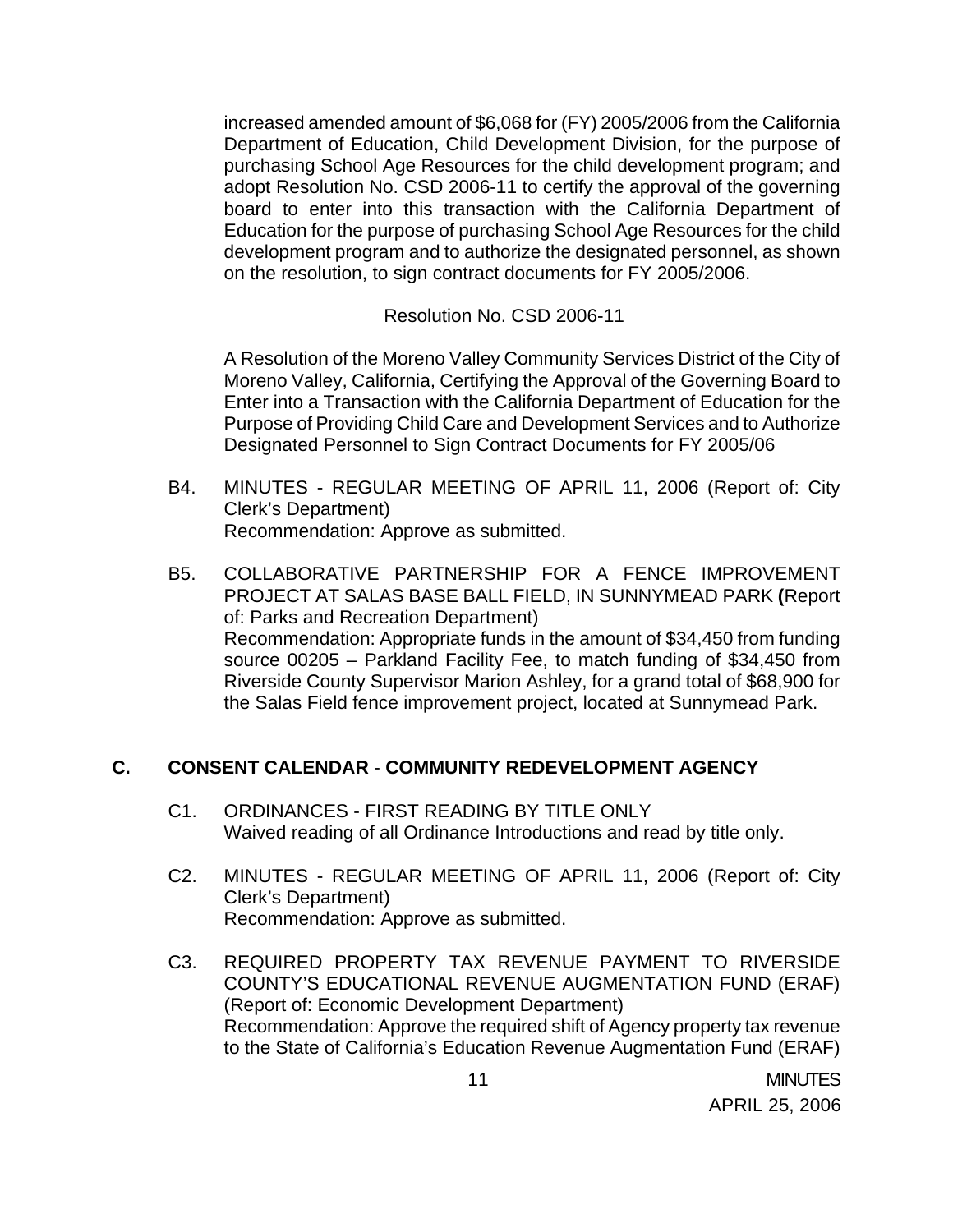increased amended amount of $6,068 for (FY) 2005/2006 from the California Department of Education, Child Development Division, for the purpose of purchasing School Age Resources for the child development program; and adopt Resolution No. CSD 2006-11 to certify the approval of the governing board to enter into this transaction with the California Department of Education for the purpose of purchasing School Age Resources for the child development program and to authorize the designated personnel, as shown on the resolution, to sign contract documents for FY 2005/2006.

Resolution No. CSD 2006-11

A Resolution of the Moreno Valley Community Services District of the City of Moreno Valley, California, Certifying the Approval of the Governing Board to Enter into a Transaction with the California Department of Education for the Purpose of Providing Child Care and Development Services and to Authorize Designated Personnel to Sign Contract Documents for FY 2005/06

B4. MINUTES - REGULAR MEETING OF APRIL 11, 2006 (Report of: City Clerk's Department)
Recommendation: Approve as submitted.

B5. COLLABORATIVE PARTNERSHIP FOR A FENCE IMPROVEMENT PROJECT AT SALAS BASE BALL FIELD, IN SUNNYMEAD PARK **(**Report of: Parks and Recreation Department)
Recommendation: Appropriate funds in the amount of $34,450 from funding source 00205 – Parkland Facility Fee, to match funding of $34,450 from Riverside County Supervisor Marion Ashley, for a grand total of $68,900 for the Salas Field fence improvement project, located at Sunnymead Park.

## C. CONSENT CALENDAR - COMMUNITY REDEVELOPMENT AGENCY

C1. ORDINANCES - FIRST READING BY TITLE ONLY
Waived reading of all Ordinance Introductions and read by title only.

C2. MINUTES - REGULAR MEETING OF APRIL 11, 2006 (Report of: City Clerk's Department)
Recommendation: Approve as submitted.

C3. REQUIRED PROPERTY TAX REVENUE PAYMENT TO RIVERSIDE COUNTY'S EDUCATIONAL REVENUE AUGMENTATION FUND (ERAF) (Report of: Economic Development Department)
Recommendation: Approve the required shift of Agency property tax revenue to the State of California's Education Revenue Augmentation Fund (ERAF)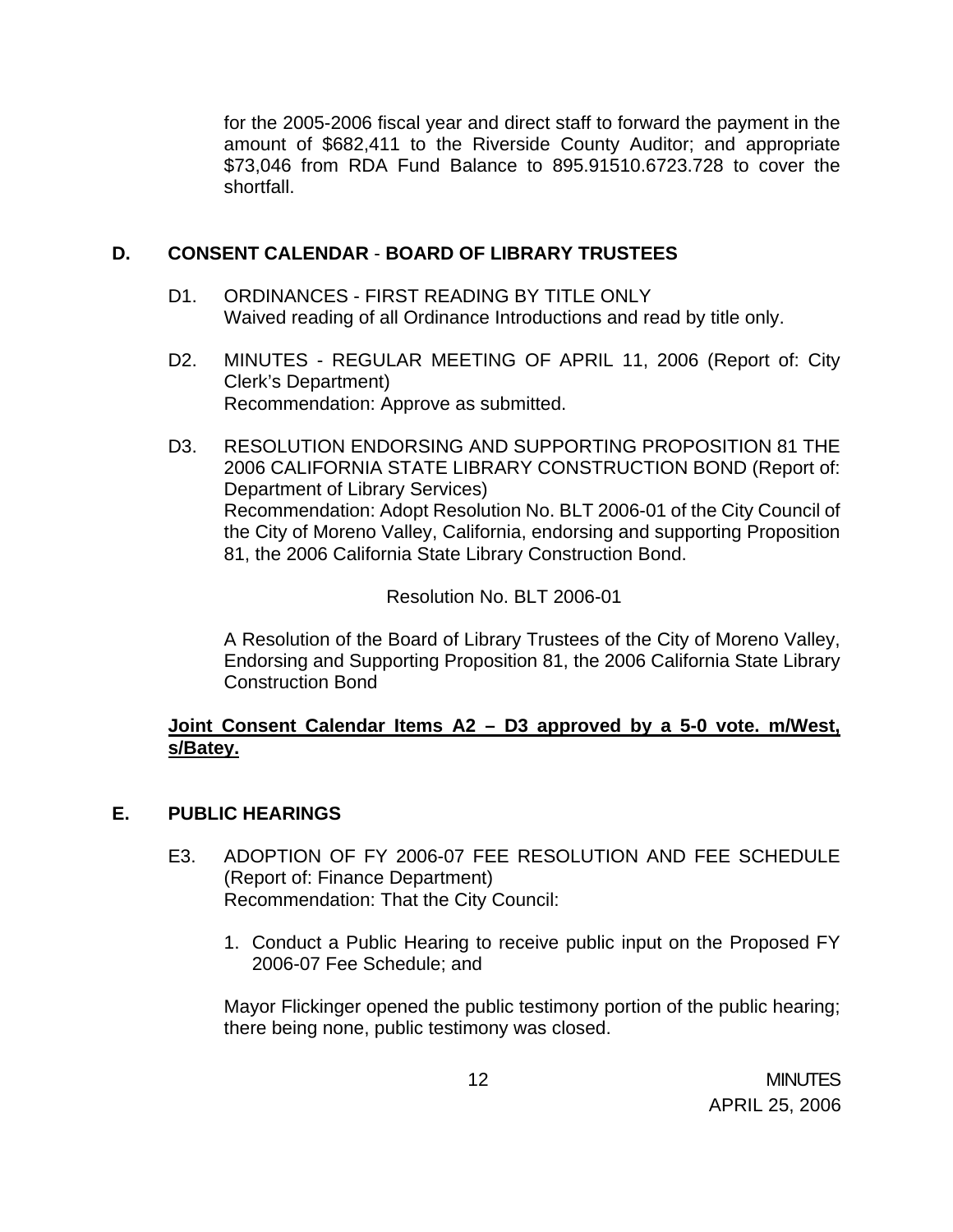for the 2005-2006 fiscal year and direct staff to forward the payment in the amount of $682,411 to the Riverside County Auditor; and appropriate $73,046 from RDA Fund Balance to 895.91510.6723.728 to cover the shortfall.

## D. CONSENT CALENDAR - BOARD OF LIBRARY TRUSTEES

D1. ORDINANCES - FIRST READING BY TITLE ONLY
Waived reading of all Ordinance Introductions and read by title only.

D2. MINUTES - REGULAR MEETING OF APRIL 11, 2006 (Report of: City Clerk's Department)
Recommendation: Approve as submitted.

D3. RESOLUTION ENDORSING AND SUPPORTING PROPOSITION 81 THE 2006 CALIFORNIA STATE LIBRARY CONSTRUCTION BOND (Report of: Department of Library Services)
Recommendation: Adopt Resolution No. BLT 2006-01 of the City Council of the City of Moreno Valley, California, endorsing and supporting Proposition 81, the 2006 California State Library Construction Bond.

Resolution No. BLT 2006-01

A Resolution of the Board of Library Trustees of the City of Moreno Valley, Endorsing and Supporting Proposition 81, the 2006 California State Library Construction Bond

**Joint Consent Calendar Items A2 – D3 approved by a 5-0 vote. m/West, s/Batey.**

## E. PUBLIC HEARINGS

E3. ADOPTION OF FY 2006-07 FEE RESOLUTION AND FEE SCHEDULE (Report of: Finance Department)
Recommendation: That the City Council:

1. Conduct a Public Hearing to receive public input on the Proposed FY 2006-07 Fee Schedule; and

Mayor Flickinger opened the public testimony portion of the public hearing; there being none, public testimony was closed.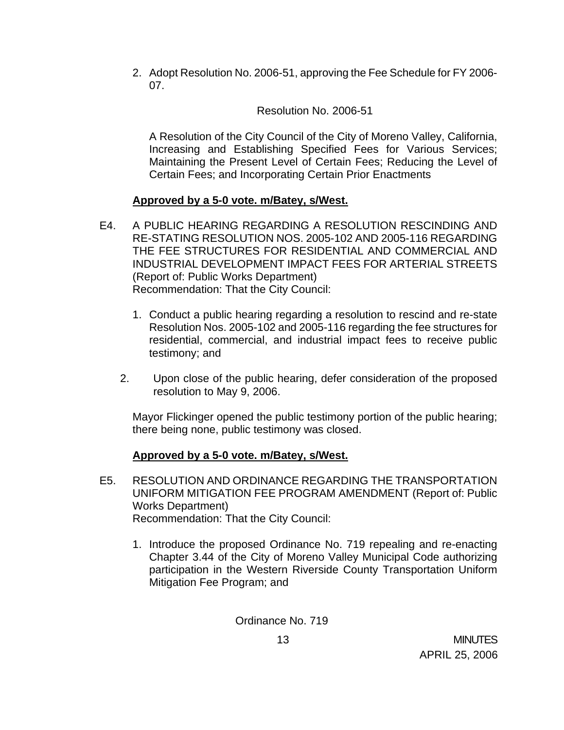2. Adopt Resolution No. 2006-51, approving the Fee Schedule for FY 2006-07.

Resolution No. 2006-51

A Resolution of the City Council of the City of Moreno Valley, California, Increasing and Establishing Specified Fees for Various Services; Maintaining the Present Level of Certain Fees; Reducing the Level of Certain Fees; and Incorporating Certain Prior Enactments

**Approved by a 5-0 vote. m/Batey, s/West.**

E4. A PUBLIC HEARING REGARDING A RESOLUTION RESCINDING AND RE-STATING RESOLUTION NOS. 2005-102 AND 2005-116 REGARDING THE FEE STRUCTURES FOR RESIDENTIAL AND COMMERCIAL AND INDUSTRIAL DEVELOPMENT IMPACT FEES FOR ARTERIAL STREETS (Report of: Public Works Department)
Recommendation: That the City Council:

1. Conduct a public hearing regarding a resolution to rescind and re-state Resolution Nos. 2005-102 and 2005-116 regarding the fee structures for residential, commercial, and industrial impact fees to receive public testimony; and

2. Upon close of the public hearing, defer consideration of the proposed resolution to May 9, 2006.

Mayor Flickinger opened the public testimony portion of the public hearing; there being none, public testimony was closed.

**Approved by a 5-0 vote. m/Batey, s/West.**

E5. RESOLUTION AND ORDINANCE REGARDING THE TRANSPORTATION UNIFORM MITIGATION FEE PROGRAM AMENDMENT (Report of: Public Works Department)
Recommendation: That the City Council:

1. Introduce the proposed Ordinance No. 719 repealing and re-enacting Chapter 3.44 of the City of Moreno Valley Municipal Code authorizing participation in the Western Riverside County Transportation Uniform Mitigation Fee Program; and

Ordinance No. 719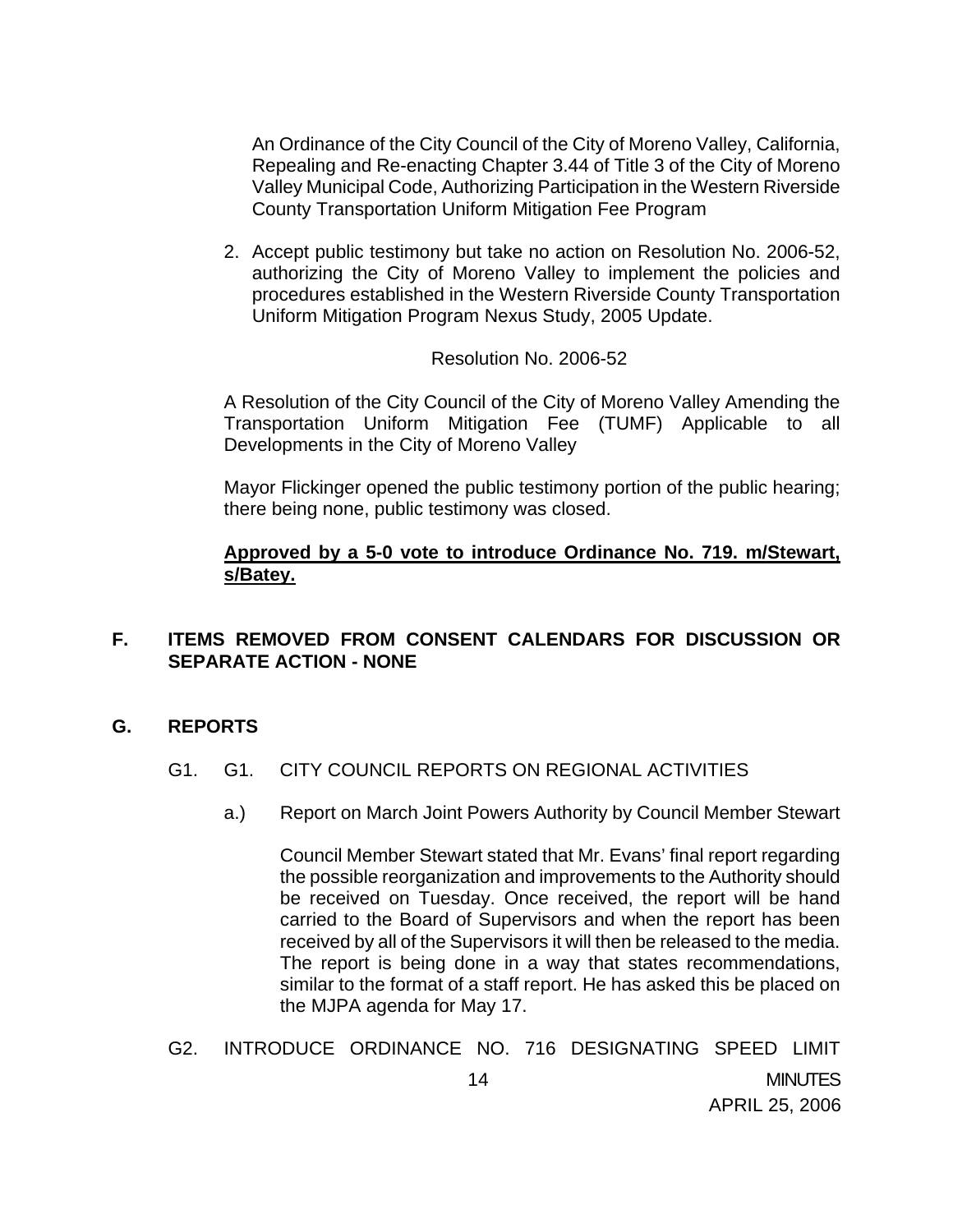An Ordinance of the City Council of the City of Moreno Valley, California, Repealing and Re-enacting Chapter 3.44 of Title 3 of the City of Moreno Valley Municipal Code, Authorizing Participation in the Western Riverside County Transportation Uniform Mitigation Fee Program

2. Accept public testimony but take no action on Resolution No. 2006-52, authorizing the City of Moreno Valley to implement the policies and procedures established in the Western Riverside County Transportation Uniform Mitigation Program Nexus Study, 2005 Update.

Resolution No. 2006-52

A Resolution of the City Council of the City of Moreno Valley Amending the Transportation Uniform Mitigation Fee (TUMF) Applicable to all Developments in the City of Moreno Valley

Mayor Flickinger opened the public testimony portion of the public hearing; there being none, public testimony was closed.

**Approved by a 5-0 vote to introduce Ordinance No. 719. m/Stewart, s/Batey.**

## F. ITEMS REMOVED FROM CONSENT CALENDARS FOR DISCUSSION OR SEPARATE ACTION - NONE

## G. REPORTS

G1. G1. CITY COUNCIL REPORTS ON REGIONAL ACTIVITIES

a.) Report on March Joint Powers Authority by Council Member Stewart

Council Member Stewart stated that Mr. Evans' final report regarding the possible reorganization and improvements to the Authority should be received on Tuesday. Once received, the report will be hand carried to the Board of Supervisors and when the report has been received by all of the Supervisors it will then be released to the media. The report is being done in a way that states recommendations, similar to the format of a staff report. He has asked this be placed on the MJPA agenda for May 17.

G2. INTRODUCE ORDINANCE NO. 716 DESIGNATING SPEED LIMIT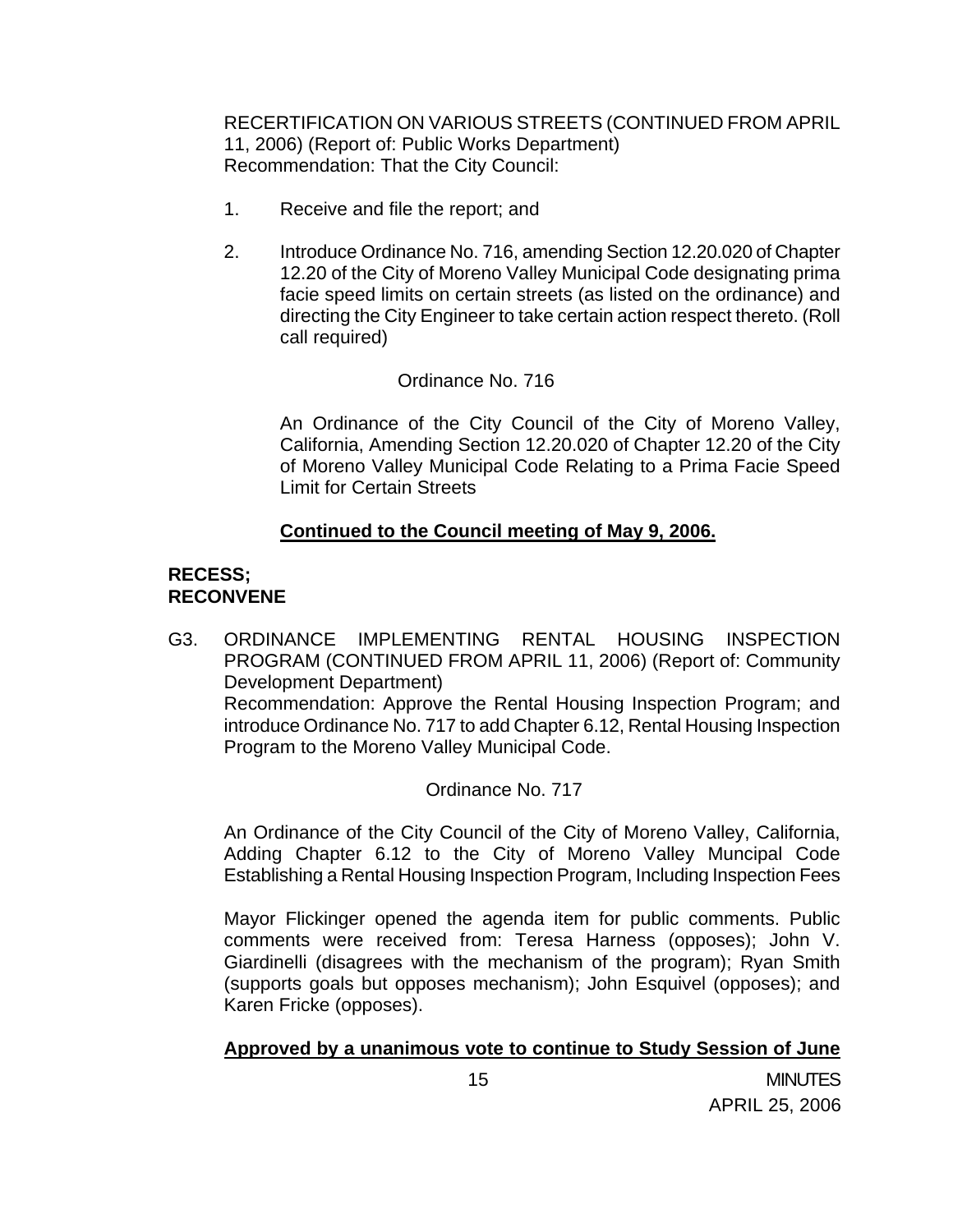RECERTIFICATION ON VARIOUS STREETS (CONTINUED FROM APRIL 11, 2006) (Report of: Public Works Department)
Recommendation: That the City Council:

1. Receive and file the report; and

2. Introduce Ordinance No. 716, amending Section 12.20.020 of Chapter 12.20 of the City of Moreno Valley Municipal Code designating prima facie speed limits on certain streets (as listed on the ordinance) and directing the City Engineer to take certain action respect thereto. (Roll call required)

Ordinance No. 716

An Ordinance of the City Council of the City of Moreno Valley, California, Amending Section 12.20.020 of Chapter 12.20 of the City of Moreno Valley Municipal Code Relating to a Prima Facie Speed Limit for Certain Streets

**Continued to the Council meeting of May 9, 2006.**

**RECESS;**
**RECONVENE**

G3. ORDINANCE IMPLEMENTING RENTAL HOUSING INSPECTION PROGRAM (CONTINUED FROM APRIL 11, 2006) (Report of: Community Development Department)
Recommendation: Approve the Rental Housing Inspection Program; and introduce Ordinance No. 717 to add Chapter 6.12, Rental Housing Inspection Program to the Moreno Valley Municipal Code.

Ordinance No. 717

An Ordinance of the City Council of the City of Moreno Valley, California, Adding Chapter 6.12 to the City of Moreno Valley Muncipal Code Establishing a Rental Housing Inspection Program, Including Inspection Fees

Mayor Flickinger opened the agenda item for public comments. Public comments were received from: Teresa Harness (opposes); John V. Giardinelli (disagrees with the mechanism of the program); Ryan Smith (supports goals but opposes mechanism); John Esquivel (opposes); and Karen Fricke (opposes).

**Approved by a unanimous vote to continue to Study Session of June**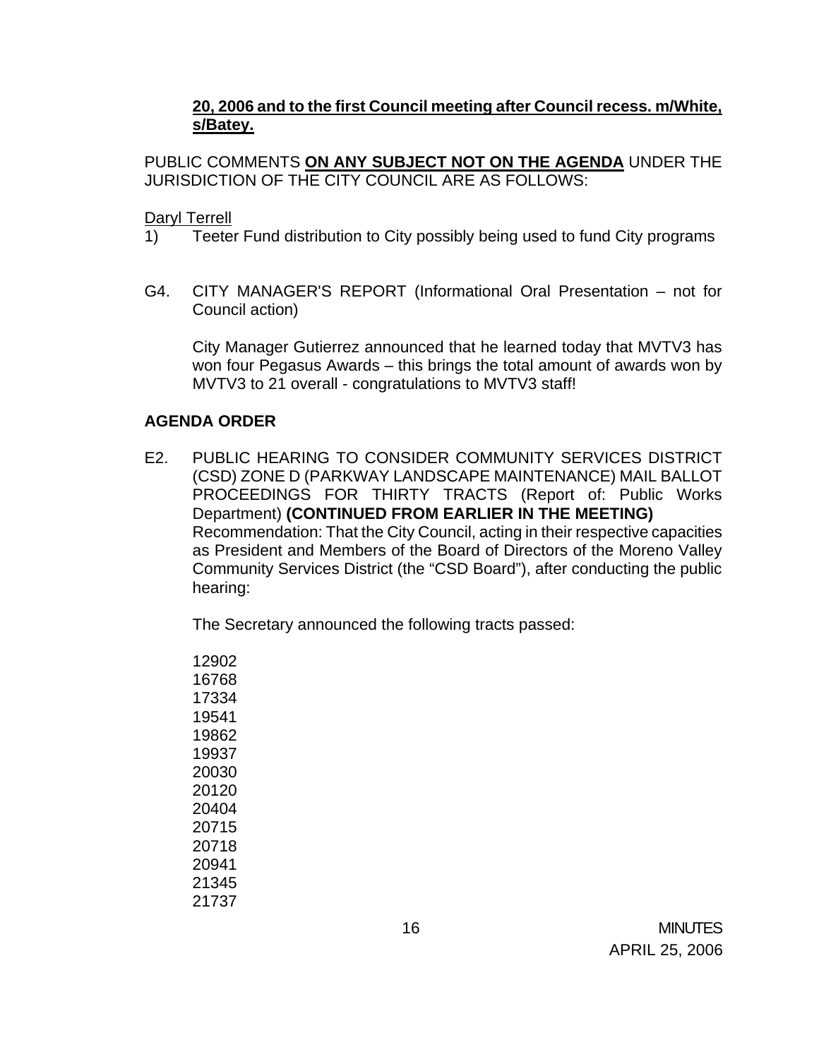**20, 2006 and to the first Council meeting after Council recess. m/White, s/Batey.**

PUBLIC COMMENTS **ON ANY SUBJECT NOT ON THE AGENDA** UNDER THE JURISDICTION OF THE CITY COUNCIL ARE AS FOLLOWS:

Daryl Terrell

1) Teeter Fund distribution to City possibly being used to fund City programs

G4. CITY MANAGER'S REPORT (Informational Oral Presentation – not for Council action)

City Manager Gutierrez announced that he learned today that MVTV3 has won four Pegasus Awards – this brings the total amount of awards won by MVTV3 to 21 overall - congratulations to MVTV3 staff!

**AGENDA ORDER**

E2. PUBLIC HEARING TO CONSIDER COMMUNITY SERVICES DISTRICT (CSD) ZONE D (PARKWAY LANDSCAPE MAINTENANCE) MAIL BALLOT PROCEEDINGS FOR THIRTY TRACTS (Report of: Public Works Department) **(CONTINUED FROM EARLIER IN THE MEETING)**
Recommendation: That the City Council, acting in their respective capacities as President and Members of the Board of Directors of the Moreno Valley Community Services District (the "CSD Board"), after conducting the public hearing:

The Secretary announced the following tracts passed:

12902
16768
17334
19541
19862
19937
20030
20120
20404
20715
20718
20941
21345
21737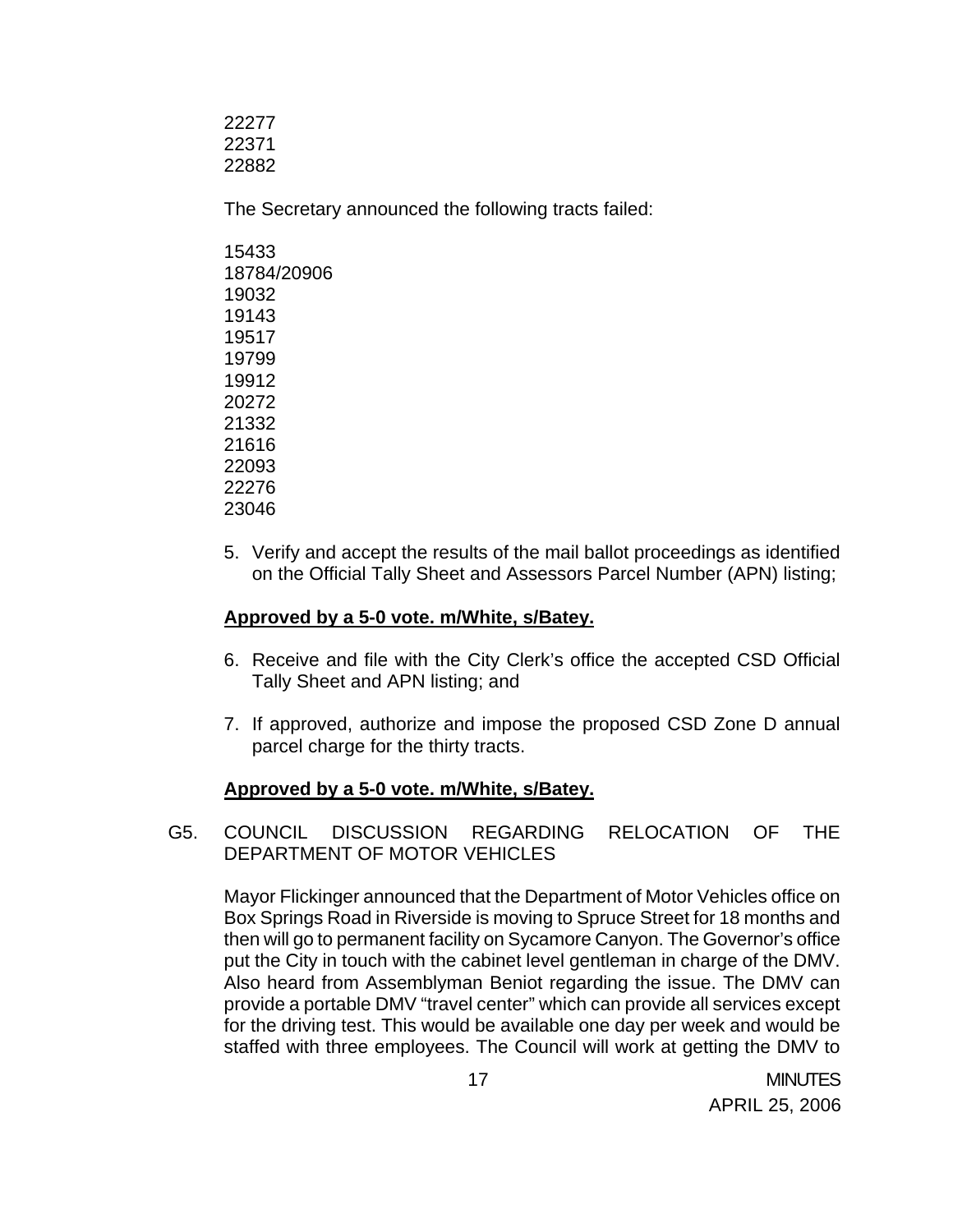22277
22371
22882

The Secretary announced the following tracts failed:

15433
18784/20906
19032
19143
19517
19799
19912
20272
21332
21616
22093
22276
23046

5. Verify and accept the results of the mail ballot proceedings as identified on the Official Tally Sheet and Assessors Parcel Number (APN) listing;

**<u>Approved by a 5-0 vote. m/White, s/Batey.</u>**

6. Receive and file with the City Clerk's office the accepted CSD Official Tally Sheet and APN listing; and

7. If approved, authorize and impose the proposed CSD Zone D annual parcel charge for the thirty tracts.

**<u>Approved by a 5-0 vote. m/White, s/Batey.</u>**

G5. COUNCIL DISCUSSION REGARDING RELOCATION OF THE DEPARTMENT OF MOTOR VEHICLES

Mayor Flickinger announced that the Department of Motor Vehicles office on Box Springs Road in Riverside is moving to Spruce Street for 18 months and then will go to permanent facility on Sycamore Canyon. The Governor's office put the City in touch with the cabinet level gentleman in charge of the DMV. Also heard from Assemblyman Beniot regarding the issue. The DMV can provide a portable DMV "travel center" which can provide all services except for the driving test. This would be available one day per week and would be staffed with three employees. The Council will work at getting the DMV to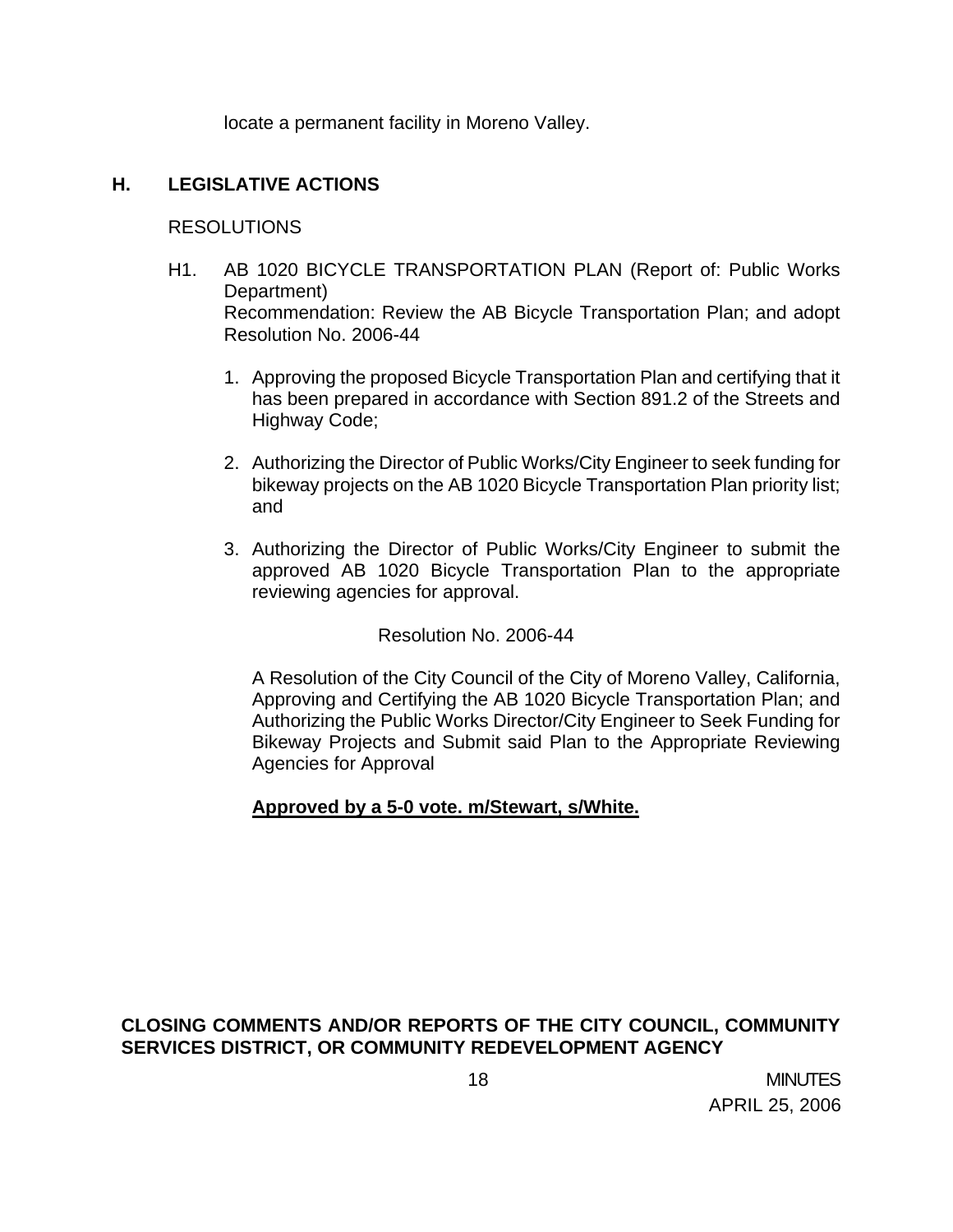locate a permanent facility in Moreno Valley.

## H. LEGISLATIVE ACTIONS

RESOLUTIONS

H1. AB 1020 BICYCLE TRANSPORTATION PLAN (Report of: Public Works Department)
Recommendation: Review the AB Bicycle Transportation Plan; and adopt Resolution No. 2006-44

1. Approving the proposed Bicycle Transportation Plan and certifying that it has been prepared in accordance with Section 891.2 of the Streets and Highway Code;

2. Authorizing the Director of Public Works/City Engineer to seek funding for bikeway projects on the AB 1020 Bicycle Transportation Plan priority list; and

3. Authorizing the Director of Public Works/City Engineer to submit the approved AB 1020 Bicycle Transportation Plan to the appropriate reviewing agencies for approval.

Resolution No. 2006-44

A Resolution of the City Council of the City of Moreno Valley, California, Approving and Certifying the AB 1020 Bicycle Transportation Plan; and Authorizing the Public Works Director/City Engineer to Seek Funding for Bikeway Projects and Submit said Plan to the Appropriate Reviewing Agencies for Approval

**Approved by a 5-0 vote. m/Stewart, s/White.**

**CLOSING COMMENTS AND/OR REPORTS OF THE CITY COUNCIL, COMMUNITY SERVICES DISTRICT, OR COMMUNITY REDEVELOPMENT AGENCY**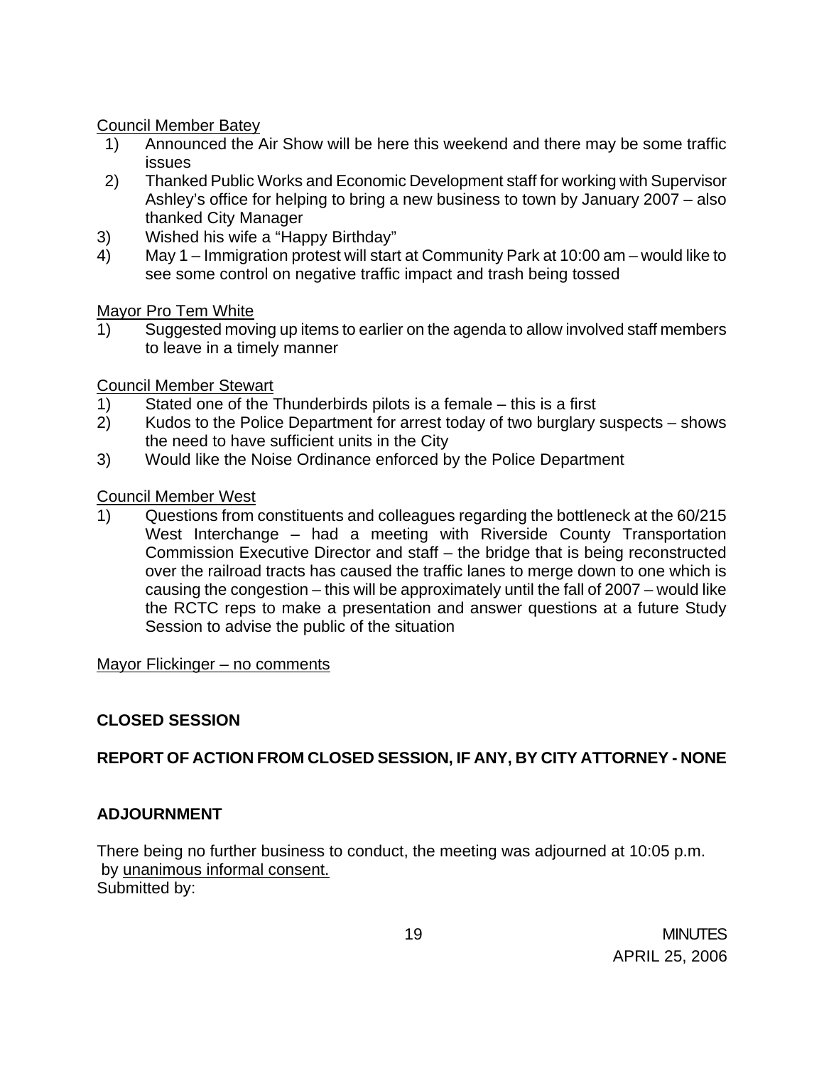Council Member Batey

1) Announced the Air Show will be here this weekend and there may be some traffic issues
2) Thanked Public Works and Economic Development staff for working with Supervisor Ashley's office for helping to bring a new business to town by January 2007 – also thanked City Manager
3) Wished his wife a "Happy Birthday"
4) May 1 – Immigration protest will start at Community Park at 10:00 am – would like to see some control on negative traffic impact and trash being tossed

Mayor Pro Tem White

1) Suggested moving up items to earlier on the agenda to allow involved staff members to leave in a timely manner

Council Member Stewart

1) Stated one of the Thunderbirds pilots is a female – this is a first
2) Kudos to the Police Department for arrest today of two burglary suspects – shows the need to have sufficient units in the City
3) Would like the Noise Ordinance enforced by the Police Department

Council Member West

1) Questions from constituents and colleagues regarding the bottleneck at the 60/215 West Interchange – had a meeting with Riverside County Transportation Commission Executive Director and staff – the bridge that is being reconstructed over the railroad tracts has caused the traffic lanes to merge down to one which is causing the congestion – this will be approximately until the fall of 2007 – would like the RCTC reps to make a presentation and answer questions at a future Study Session to advise the public of the situation

Mayor Flickinger – no comments

**CLOSED SESSION**

**REPORT OF ACTION FROM CLOSED SESSION, IF ANY, BY CITY ATTORNEY - NONE**

**ADJOURNMENT**

There being no further business to conduct, the meeting was adjourned at 10:05 p.m. by unanimous informal consent.

Submitted by: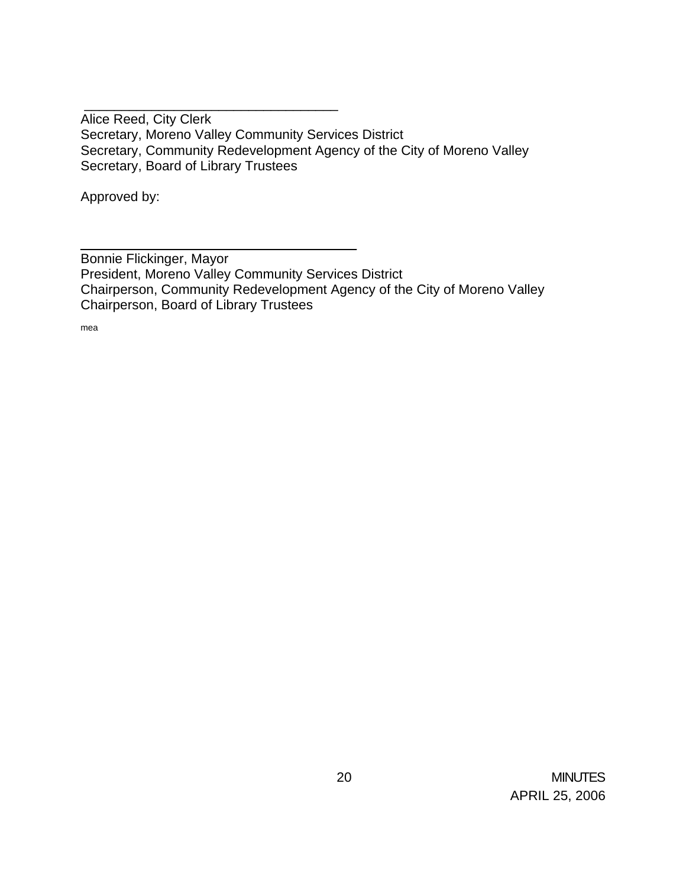\_\_\_\_\_\_\_\_\_\_\_\_\_\_\_\_\_\_\_\_\_\_\_\_\_\_\_\_\_\_\_\_\_\_\_

Alice Reed, City Clerk
Secretary, Moreno Valley Community Services District
Secretary, Community Redevelopment Agency of the City of Moreno Valley
Secretary, Board of Library Trustees

Approved by:

\_\_\_\_\_\_\_\_\_\_\_\_\_\_\_\_\_\_\_\_\_\_\_\_\_\_\_\_\_\_\_\_\_\_\_

Bonnie Flickinger, Mayor
President, Moreno Valley Community Services District
Chairperson, Community Redevelopment Agency of the City of Moreno Valley
Chairperson, Board of Library Trustees

mea